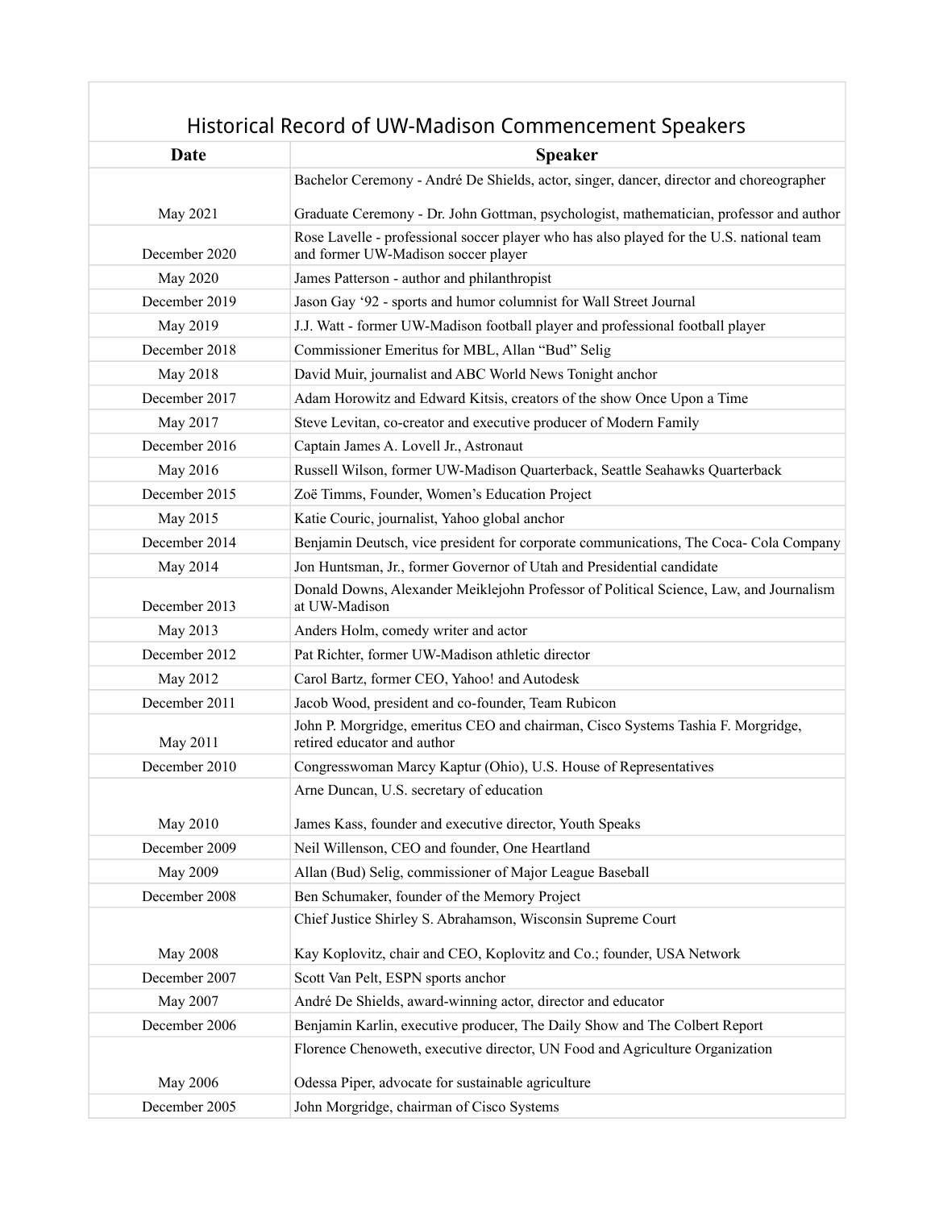# Historical Record of UW-Madison Commencement Speakers

| Date | Speaker |
|---|---|
| May 2021 | Bachelor Ceremony - André De Shields, actor, singer, dancer, director and choreographer<br><br>Graduate Ceremony - Dr. John Gottman, psychologist, mathematician, professor and author |
| December 2020 | Rose Lavelle - professional soccer player who has also played for the U.S. national team and former UW-Madison soccer player |
| May 2020 | James Patterson - author and philanthropist |
| December 2019 | Jason Gay '92 - sports and humor columnist for Wall Street Journal |
| May 2019 | J.J. Watt - former UW-Madison football player and professional football player |
| December 2018 | Commissioner Emeritus for MBL, Allan "Bud" Selig |
| May 2018 | David Muir, journalist and ABC World News Tonight anchor |
| December 2017 | Adam Horowitz and Edward Kitsis, creators of the show Once Upon a Time |
| May 2017 | Steve Levitan, co-creator and executive producer of Modern Family |
| December 2016 | Captain James A. Lovell Jr., Astronaut |
| May 2016 | Russell Wilson, former UW-Madison Quarterback, Seattle Seahawks Quarterback |
| December 2015 | Zoë Timms, Founder, Women's Education Project |
| May 2015 | Katie Couric, journalist, Yahoo global anchor |
| December 2014 | Benjamin Deutsch, vice president for corporate communications, The Coca- Cola Company |
| May 2014 | Jon Huntsman, Jr., former Governor of Utah and Presidential candidate |
| December 2013 | Donald Downs, Alexander Meiklejohn Professor of Political Science, Law, and Journalism at UW-Madison |
| May 2013 | Anders Holm, comedy writer and actor |
| December 2012 | Pat Richter, former UW-Madison athletic director |
| May 2012 | Carol Bartz, former CEO, Yahoo! and Autodesk |
| December 2011 | Jacob Wood, president and co-founder, Team Rubicon |
| May 2011 | John P. Morgridge, emeritus CEO and chairman, Cisco Systems Tashia F. Morgridge, retired educator and author |
| December 2010 | Congresswoman Marcy Kaptur (Ohio), U.S. House of Representatives |
| May 2010 | Arne Duncan, U.S. secretary of education<br><br>James Kass, founder and executive director, Youth Speaks |
| December 2009 | Neil Willenson, CEO and founder, One Heartland |
| May 2009 | Allan (Bud) Selig, commissioner of Major League Baseball |
| December 2008 | Ben Schumaker, founder of the Memory Project |
| May 2008 | Chief Justice Shirley S. Abrahamson, Wisconsin Supreme Court<br><br>Kay Koplovitz, chair and CEO, Koplovitz and Co.; founder, USA Network |
| December 2007 | Scott Van Pelt, ESPN sports anchor |
| May 2007 | André De Shields, award-winning actor, director and educator |
| December 2006 | Benjamin Karlin, executive producer, The Daily Show and The Colbert Report |
| May 2006 | Florence Chenoweth, executive director, UN Food and Agriculture Organization<br><br>Odessa Piper, advocate for sustainable agriculture |
| December 2005 | John Morgridge, chairman of Cisco Systems |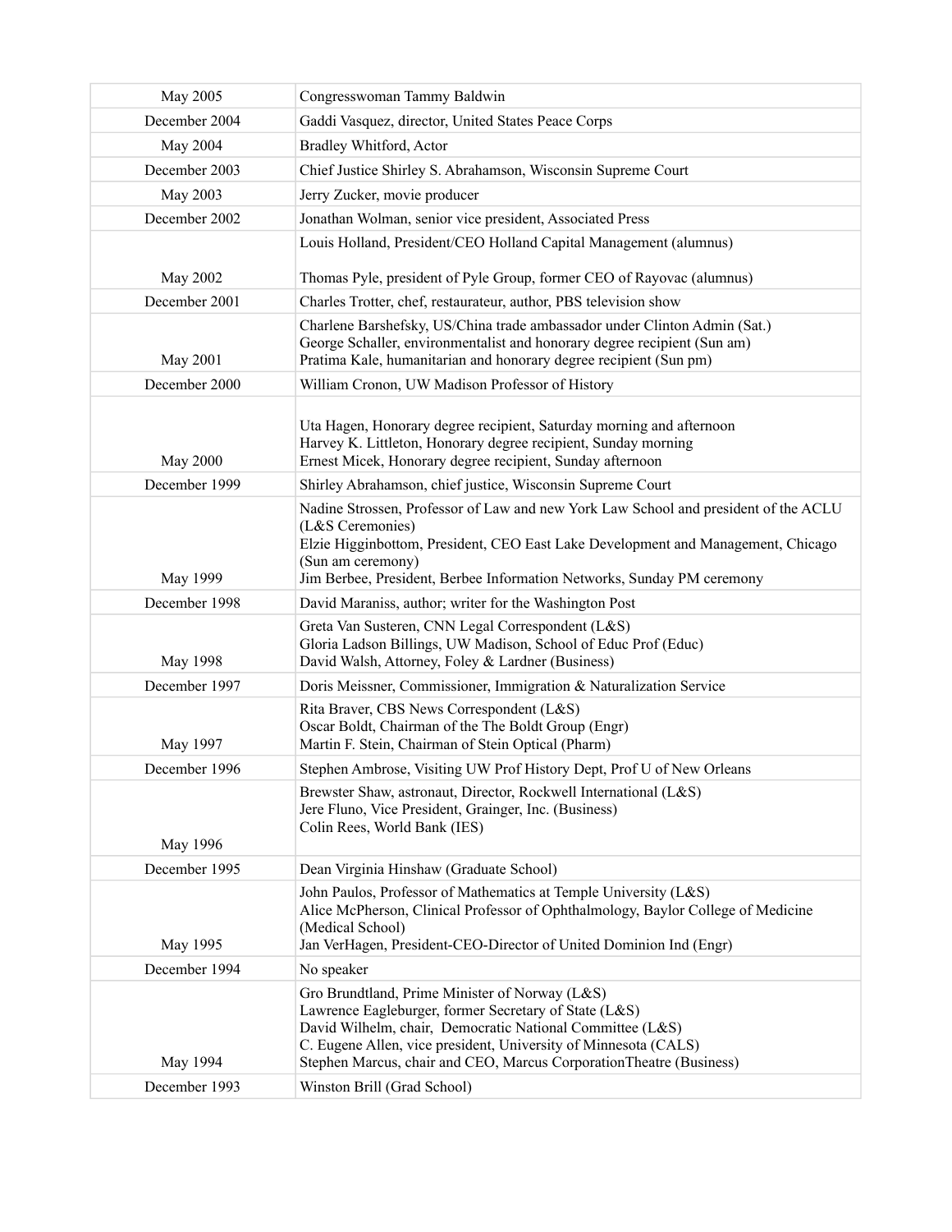| | |
|---|---|
| May 2005 | Congresswoman Tammy Baldwin |
| December 2004 | Gaddi Vasquez, director, United States Peace Corps |
| May 2004 | Bradley Whitford, Actor |
| December 2003 | Chief Justice Shirley S. Abrahamson, Wisconsin Supreme Court |
| May 2003 | Jerry Zucker, movie producer |
| December 2002 | Jonathan Wolman, senior vice president, Associated Press |
| May 2002 | Louis Holland, President/CEO Holland Capital Management (alumnus)<br><br>Thomas Pyle, president of Pyle Group, former CEO of Rayovac (alumnus) |
| December 2001 | Charles Trotter, chef, restaurateur, author, PBS television show |
| May 2001 | Charlene Barshefsky, US/China trade ambassador under Clinton Admin (Sat.)<br>George Schaller, environmentalist and honorary degree recipient (Sun am)<br>Pratima Kale, humanitarian and honorary degree recipient (Sun pm) |
| December 2000 | William Cronon, UW Madison Professor of History |
| May 2000 | Uta Hagen, Honorary degree recipient, Saturday morning and afternoon<br>Harvey K. Littleton, Honorary degree recipient, Sunday morning<br>Ernest Micek, Honorary degree recipient, Sunday afternoon |
| December 1999 | Shirley Abrahamson, chief justice, Wisconsin Supreme Court |
| May 1999 | Nadine Strossen, Professor of Law and new York Law School and president of the ACLU (L&S Ceremonies)<br>Elzie Higginbottom, President, CEO East Lake Development and Management, Chicago (Sun am ceremony)<br>Jim Berbee, President, Berbee Information Networks, Sunday PM ceremony |
| December 1998 | David Maraniss, author; writer for the Washington Post |
| May 1998 | Greta Van Susteren, CNN Legal Correspondent (L&S)<br>Gloria Ladson Billings, UW Madison, School of Educ Prof (Educ)<br>David Walsh, Attorney, Foley & Lardner (Business) |
| December 1997 | Doris Meissner, Commissioner, Immigration & Naturalization Service |
| May 1997 | Rita Braver, CBS News Correspondent (L&S)<br>Oscar Boldt, Chairman of the The Boldt Group (Engr)<br>Martin F. Stein, Chairman of Stein Optical (Pharm) |
| December 1996 | Stephen Ambrose, Visiting UW Prof History Dept, Prof U of New Orleans |
| May 1996 | Brewster Shaw, astronaut, Director, Rockwell International (L&S)<br>Jere Fluno, Vice President, Grainger, Inc. (Business)<br>Colin Rees, World Bank (IES) |
| December 1995 | Dean Virginia Hinshaw (Graduate School) |
| May 1995 | John Paulos, Professor of Mathematics at Temple University (L&S)<br>Alice McPherson, Clinical Professor of Ophthalmology, Baylor College of Medicine (Medical School)<br>Jan VerHagen, President-CEO-Director of United Dominion Ind (Engr) |
| December 1994 | No speaker |
| May 1994 | Gro Brundtland, Prime Minister of Norway (L&S)<br>Lawrence Eagleburger, former Secretary of State (L&S)<br>David Wilhelm, chair, Democratic National Committee (L&S)<br>C. Eugene Allen, vice president, University of Minnesota (CALS)<br>Stephen Marcus, chair and CEO, Marcus CorporationTheatre (Business) |
| December 1993 | Winston Brill (Grad School) |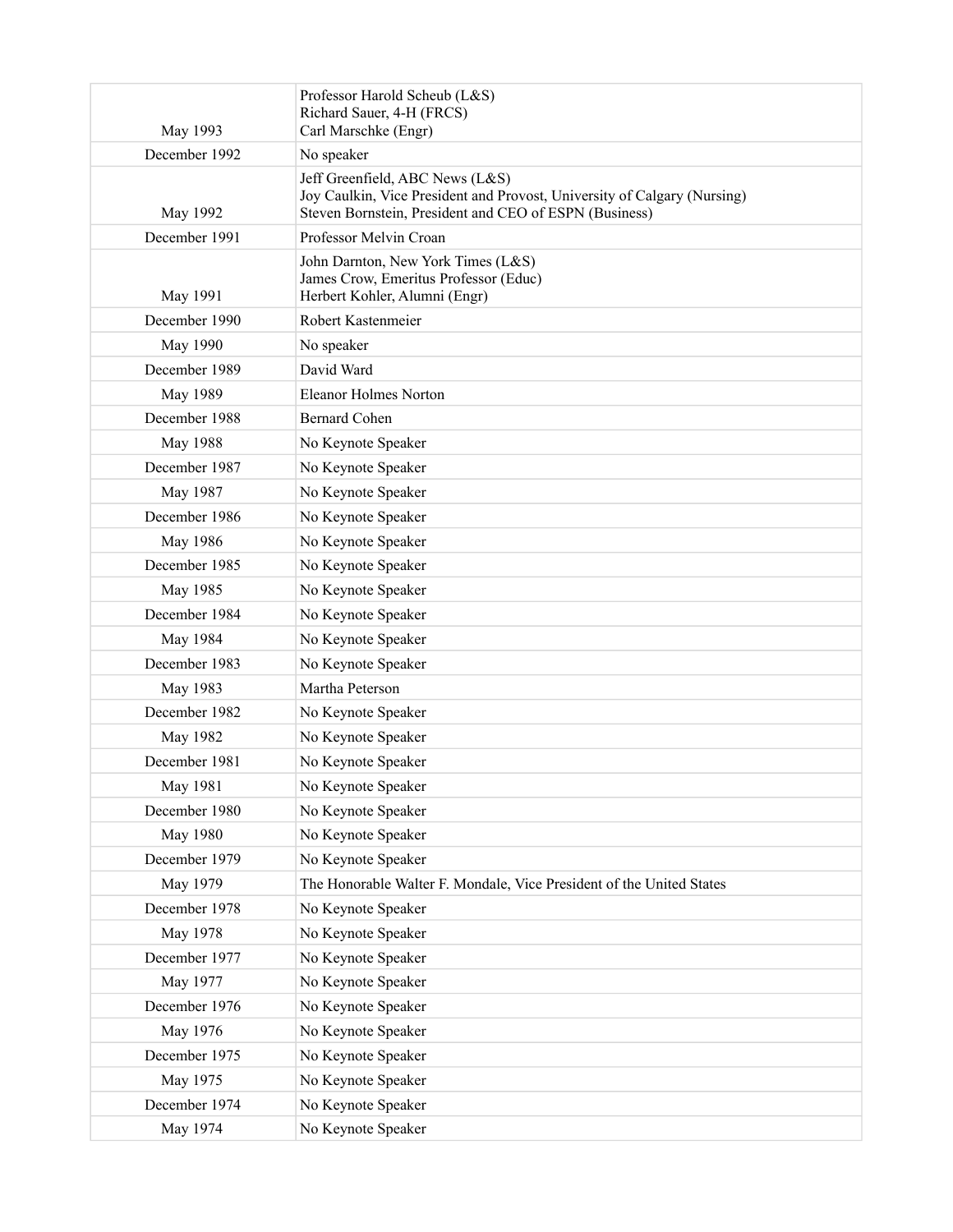| | |
|---|---|
| May 1993 | Professor Harold Scheub (L&S)<br>Richard Sauer, 4-H (FRCS)<br>Carl Marschke (Engr) |
| December 1992 | No speaker |
| May 1992 | Jeff Greenfield, ABC News (L&S)<br>Joy Caulkin, Vice President and Provost, University of Calgary (Nursing)<br>Steven Bornstein, President and CEO of ESPN (Business) |
| December 1991 | Professor Melvin Croan |
| May 1991 | John Darnton, New York Times (L&S)<br>James Crow, Emeritus Professor (Educ)<br>Herbert Kohler, Alumni (Engr) |
| December 1990 | Robert Kastenmeier |
| May 1990 | No speaker |
| December 1989 | David Ward |
| May 1989 | Eleanor Holmes Norton |
| December 1988 | Bernard Cohen |
| May 1988 | No Keynote Speaker |
| December 1987 | No Keynote Speaker |
| May 1987 | No Keynote Speaker |
| December 1986 | No Keynote Speaker |
| May 1986 | No Keynote Speaker |
| December 1985 | No Keynote Speaker |
| May 1985 | No Keynote Speaker |
| December 1984 | No Keynote Speaker |
| May 1984 | No Keynote Speaker |
| December 1983 | No Keynote Speaker |
| May 1983 | Martha Peterson |
| December 1982 | No Keynote Speaker |
| May 1982 | No Keynote Speaker |
| December 1981 | No Keynote Speaker |
| May 1981 | No Keynote Speaker |
| December 1980 | No Keynote Speaker |
| May 1980 | No Keynote Speaker |
| December 1979 | No Keynote Speaker |
| May 1979 | The Honorable Walter F. Mondale, Vice President of the United States |
| December 1978 | No Keynote Speaker |
| May 1978 | No Keynote Speaker |
| December 1977 | No Keynote Speaker |
| May 1977 | No Keynote Speaker |
| December 1976 | No Keynote Speaker |
| May 1976 | No Keynote Speaker |
| December 1975 | No Keynote Speaker |
| May 1975 | No Keynote Speaker |
| December 1974 | No Keynote Speaker |
| May 1974 | No Keynote Speaker |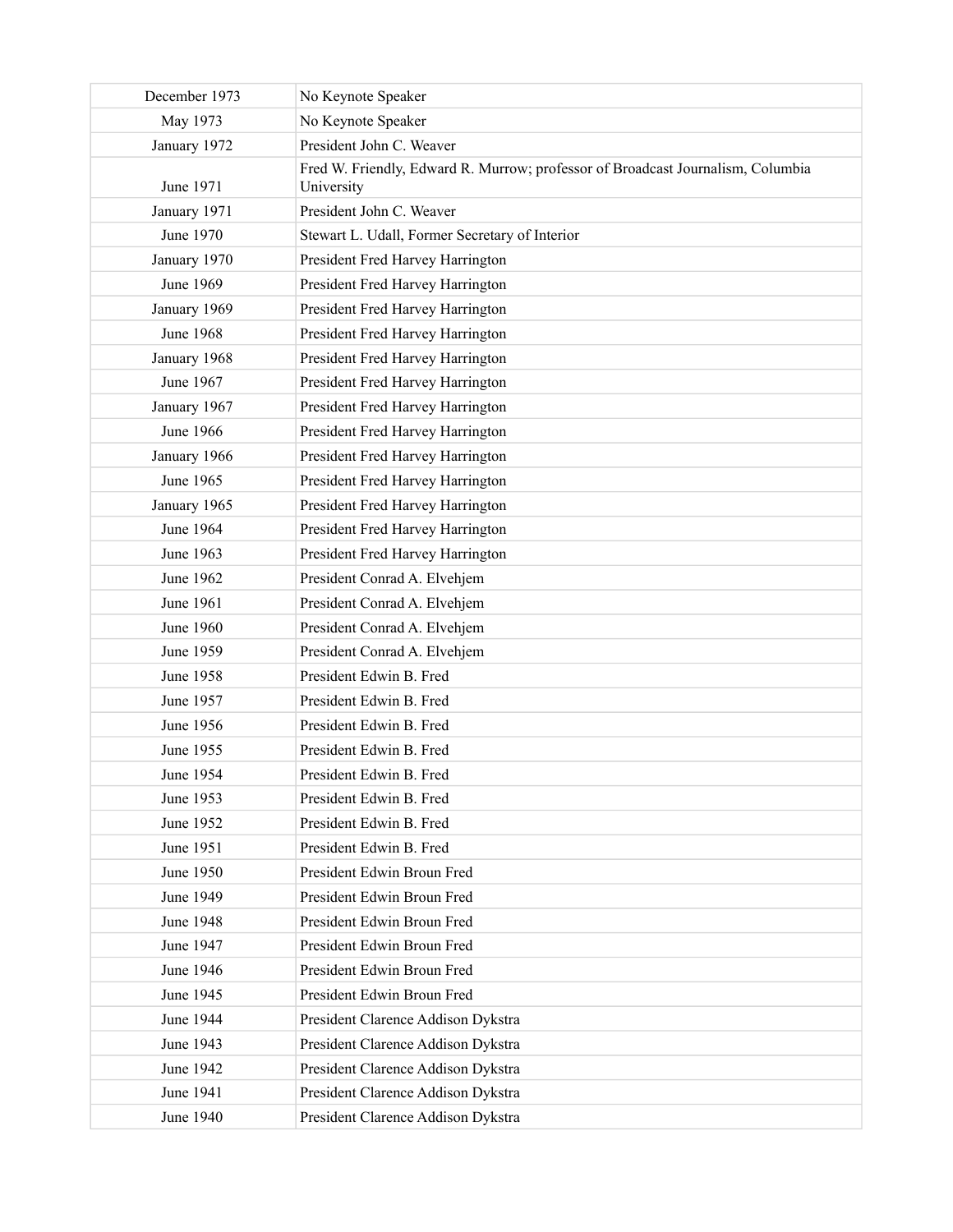| | |
|---|---|
| December 1973 | No Keynote Speaker |
| May 1973 | No Keynote Speaker |
| January 1972 | President John C. Weaver |
| June 1971 | Fred W. Friendly, Edward R. Murrow; professor of Broadcast Journalism, Columbia University |
| January 1971 | President John C. Weaver |
| June 1970 | Stewart L. Udall, Former Secretary of Interior |
| January 1970 | President Fred Harvey Harrington |
| June 1969 | President Fred Harvey Harrington |
| January 1969 | President Fred Harvey Harrington |
| June 1968 | President Fred Harvey Harrington |
| January 1968 | President Fred Harvey Harrington |
| June 1967 | President Fred Harvey Harrington |
| January 1967 | President Fred Harvey Harrington |
| June 1966 | President Fred Harvey Harrington |
| January 1966 | President Fred Harvey Harrington |
| June 1965 | President Fred Harvey Harrington |
| January 1965 | President Fred Harvey Harrington |
| June 1964 | President Fred Harvey Harrington |
| June 1963 | President Fred Harvey Harrington |
| June 1962 | President Conrad A. Elvehjem |
| June 1961 | President Conrad A. Elvehjem |
| June 1960 | President Conrad A. Elvehjem |
| June 1959 | President Conrad A. Elvehjem |
| June 1958 | President Edwin B. Fred |
| June 1957 | President Edwin B. Fred |
| June 1956 | President Edwin B. Fred |
| June 1955 | President Edwin B. Fred |
| June 1954 | President Edwin B. Fred |
| June 1953 | President Edwin B. Fred |
| June 1952 | President Edwin B. Fred |
| June 1951 | President Edwin B. Fred |
| June 1950 | President Edwin Broun Fred |
| June 1949 | President Edwin Broun Fred |
| June 1948 | President Edwin Broun Fred |
| June 1947 | President Edwin Broun Fred |
| June 1946 | President Edwin Broun Fred |
| June 1945 | President Edwin Broun Fred |
| June 1944 | President Clarence Addison Dykstra |
| June 1943 | President Clarence Addison Dykstra |
| June 1942 | President Clarence Addison Dykstra |
| June 1941 | President Clarence Addison Dykstra |
| June 1940 | President Clarence Addison Dykstra |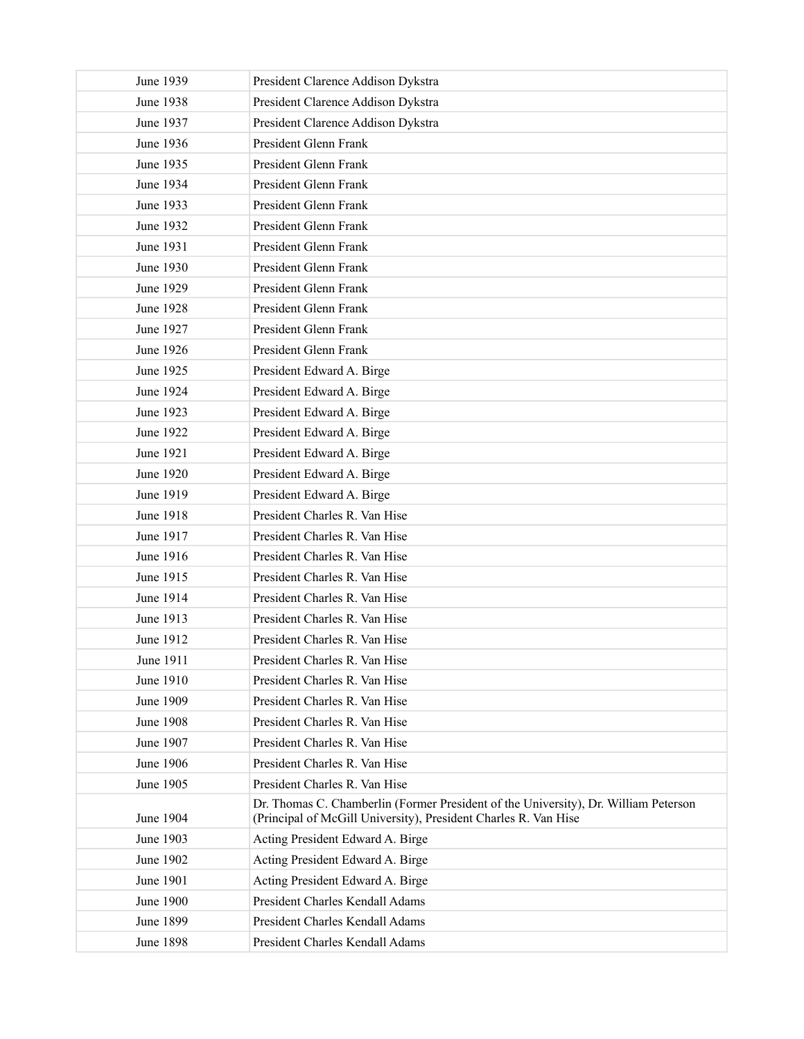| June 1939 | President Clarence Addison Dykstra |
|---|---|
| June 1938 | President Clarence Addison Dykstra |
| June 1937 | President Clarence Addison Dykstra |
| June 1936 | President Glenn Frank |
| June 1935 | President Glenn Frank |
| June 1934 | President Glenn Frank |
| June 1933 | President Glenn Frank |
| June 1932 | President Glenn Frank |
| June 1931 | President Glenn Frank |
| June 1930 | President Glenn Frank |
| June 1929 | President Glenn Frank |
| June 1928 | President Glenn Frank |
| June 1927 | President Glenn Frank |
| June 1926 | President Glenn Frank |
| June 1925 | President Edward A. Birge |
| June 1924 | President Edward A. Birge |
| June 1923 | President Edward A. Birge |
| June 1922 | President Edward A. Birge |
| June 1921 | President Edward A. Birge |
| June 1920 | President Edward A. Birge |
| June 1919 | President Edward A. Birge |
| June 1918 | President Charles R. Van Hise |
| June 1917 | President Charles R. Van Hise |
| June 1916 | President Charles R. Van Hise |
| June 1915 | President Charles R. Van Hise |
| June 1914 | President Charles R. Van Hise |
| June 1913 | President Charles R. Van Hise |
| June 1912 | President Charles R. Van Hise |
| June 1911 | President Charles R. Van Hise |
| June 1910 | President Charles R. Van Hise |
| June 1909 | President Charles R. Van Hise |
| June 1908 | President Charles R. Van Hise |
| June 1907 | President Charles R. Van Hise |
| June 1906 | President Charles R. Van Hise |
| June 1905 | President Charles R. Van Hise |
| June 1904 | Dr. Thomas C. Chamberlin (Former President of the University), Dr. William Peterson (Principal of McGill University), President Charles R. Van Hise |
| June 1903 | Acting President Edward A. Birge |
| June 1902 | Acting President Edward A. Birge |
| June 1901 | Acting President Edward A. Birge |
| June 1900 | President Charles Kendall Adams |
| June 1899 | President Charles Kendall Adams |
| June 1898 | President Charles Kendall Adams |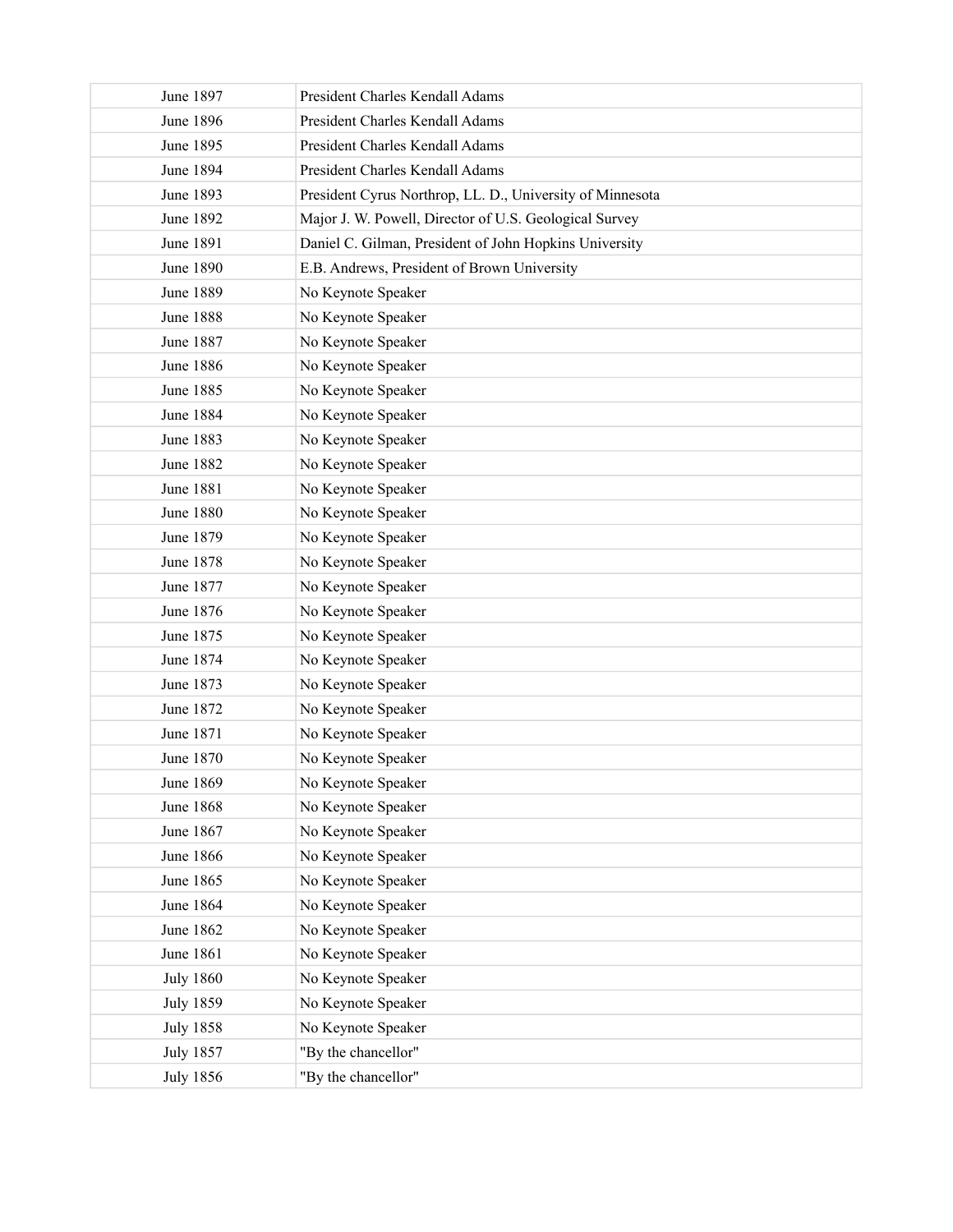| | |
|---|---|
| June 1897 | President Charles Kendall Adams |
| June 1896 | President Charles Kendall Adams |
| June 1895 | President Charles Kendall Adams |
| June 1894 | President Charles Kendall Adams |
| June 1893 | President Cyrus Northrop, LL. D., University of Minnesota |
| June 1892 | Major J. W. Powell, Director of U.S. Geological Survey |
| June 1891 | Daniel C. Gilman, President of John Hopkins University |
| June 1890 | E.B. Andrews, President of Brown University |
| June 1889 | No Keynote Speaker |
| June 1888 | No Keynote Speaker |
| June 1887 | No Keynote Speaker |
| June 1886 | No Keynote Speaker |
| June 1885 | No Keynote Speaker |
| June 1884 | No Keynote Speaker |
| June 1883 | No Keynote Speaker |
| June 1882 | No Keynote Speaker |
| June 1881 | No Keynote Speaker |
| June 1880 | No Keynote Speaker |
| June 1879 | No Keynote Speaker |
| June 1878 | No Keynote Speaker |
| June 1877 | No Keynote Speaker |
| June 1876 | No Keynote Speaker |
| June 1875 | No Keynote Speaker |
| June 1874 | No Keynote Speaker |
| June 1873 | No Keynote Speaker |
| June 1872 | No Keynote Speaker |
| June 1871 | No Keynote Speaker |
| June 1870 | No Keynote Speaker |
| June 1869 | No Keynote Speaker |
| June 1868 | No Keynote Speaker |
| June 1867 | No Keynote Speaker |
| June 1866 | No Keynote Speaker |
| June 1865 | No Keynote Speaker |
| June 1864 | No Keynote Speaker |
| June 1862 | No Keynote Speaker |
| June 1861 | No Keynote Speaker |
| July 1860 | No Keynote Speaker |
| July 1859 | No Keynote Speaker |
| July 1858 | No Keynote Speaker |
| July 1857 | "By the chancellor" |
| July 1856 | "By the chancellor" |